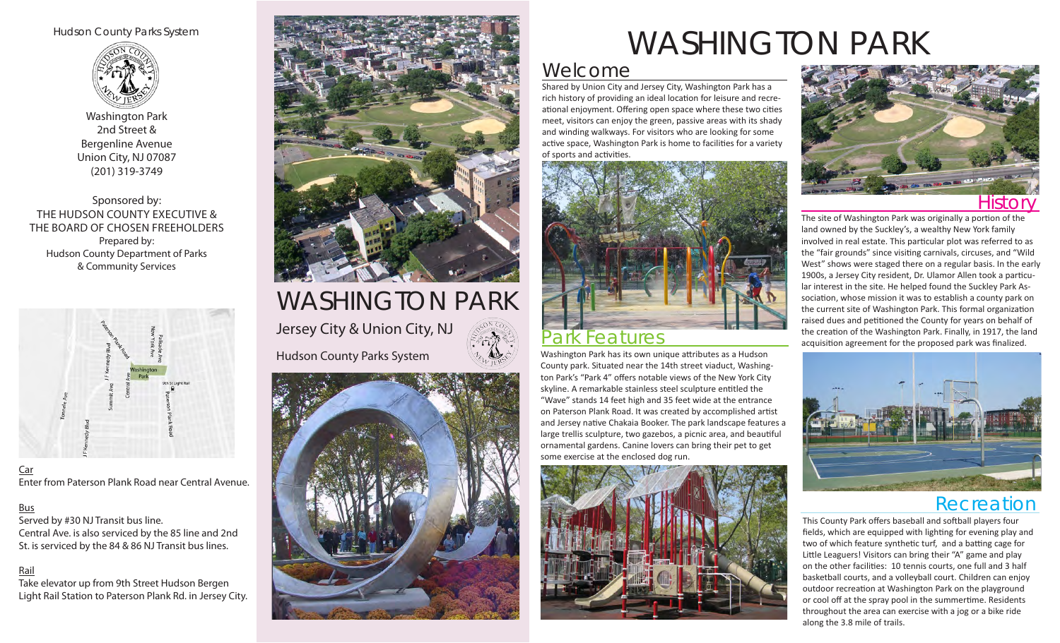Hudson County Parks System

Washington Park
2nd Street &
Bergenline Avenue
Union City, NJ 07087
(201) 319-3749

Sponsored by:
THE HUDSON COUNTY EXECUTIVE &
THE BOARD OF CHOSEN FREEHOLDERS
Prepared by:
Hudson County Department of Parks
& Community Services

Car
Enter from Paterson Plank Road near Central Avenue.

Bus
Served by #30 NJ Transit bus line.
Central Ave. is also serviced by the 85 line and 2nd St. is serviced by the 84 & 86 NJ Transit bus lines.

Rail
Take elevator up from 9th Street Hudson Bergen Light Rail Station to Paterson Plank Rd. in Jersey City.

# WASHINGTON PARK

Jersey City & Union City, NJ

Hudson County Parks System

# WASHINGTON PARK

## Welcome

Shared by Union City and Jersey City, Washington Park has a rich history of providing an ideal location for leisure and recreational enjoyment. Offering open space where these two cities meet, visitors can enjoy the green, passive areas with its shady and winding walkways. For visitors who are looking for some active space, Washington Park is home to facilities for a variety of sports and activities.

## Park Features

Washington Park has its own unique attributes as a Hudson County park. Situated near the 14th street viaduct, Washington Park's "Park 4" offers notable views of the New York City skyline. A remarkable stainless steel sculpture entitled the "Wave" stands 14 feet high and 35 feet wide at the entrance on Paterson Plank Road. It was created by accomplished artist and Jersey native Chakaia Booker. The park landscape features a large trellis sculpture, two gazebos, a picnic area, and beautiful ornamental gardens. Canine lovers can bring their pet to get some exercise at the enclosed dog run.

## History

The site of Washington Park was originally a portion of the land owned by the Suckley's, a wealthy New York family involved in real estate. This particular plot was referred to as the "fair grounds" since visiting carnivals, circuses, and "Wild West" shows were staged there on a regular basis. In the early 1900s, a Jersey City resident, Dr. Ulamor Allen took a particular interest in the site. He helped found the Suckley Park Association, whose mission it was to establish a county park on the current site of Washington Park. This formal organization raised dues and petitioned the County for years on behalf of the creation of the Washington Park. Finally, in 1917, the land acquisition agreement for the proposed park was finalized.

## Recreation

This County Park offers baseball and softball players four fields, which are equipped with lighting for evening play and two of which feature synthetic turf, and a batting cage for Little Leaguers! Visitors can bring their "A" game and play on the other facilities: 10 tennis courts, one full and 3 half basketball courts, and a volleyball court. Children can enjoy outdoor recreation at Washington Park on the playground or cool off at the spray pool in the summertime. Residents throughout the area can exercise with a jog or a bike ride along the 3.8 mile of trails.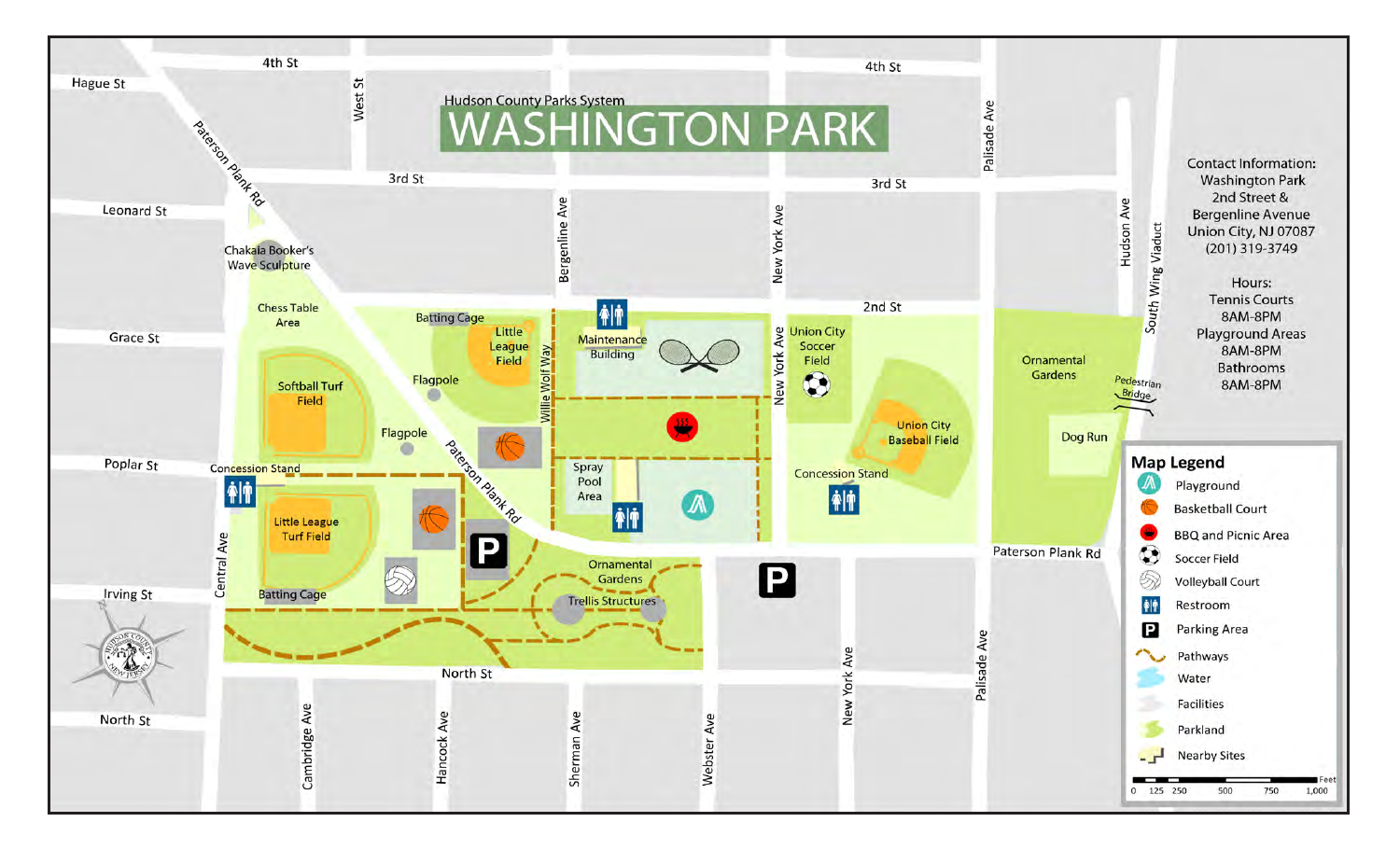Hudson County Parks System

# WASHINGTON PARK

Contact Information:
Washington Park
2nd Street &
Bergenline Avenue
Union City, NJ 07087
(201) 319-3749

Hours:
Tennis Courts
8AM-8PM
Playground Areas
8AM-8PM
Bathrooms
8AM-8PM

4th St
Hague St
West St
Paterson Plank Rd
3rd St
Leonard St
Bergenline Ave
New York Ave
Palisade Ave
Hudson Ave
South Wing Viaduct
Chakaia Booker's Wave Sculpture
Chess Table Area
Batting Cage
Little League Field
Maintenance Building
2nd St
Union City Soccer Field
Ornamental Gardens
Pedestrian Bridge
Grace St
Softball Turf Field
Flagpole
Willie Wolf Way
Union City Baseball Field
Dog Run
Poplar St
Concession Stand
Spray Pool Area
Little League Turf Field
Central Ave
Irving St
Ornamental Gardens
Trellis Structures
Paterson Plank Rd
North St
Cambridge Ave
Hancock Ave
Sherman Ave
Webster Ave

## Map Legend

- Playground
- Basketball Court
- BBQ and Picnic Area
- Soccer Field
- Volleyball Court
- Restroom
- Parking Area
- Pathways
- Water
- Facilities
- Parkland
- Nearby Sites

Feet
0 125 250 500 750 1,000